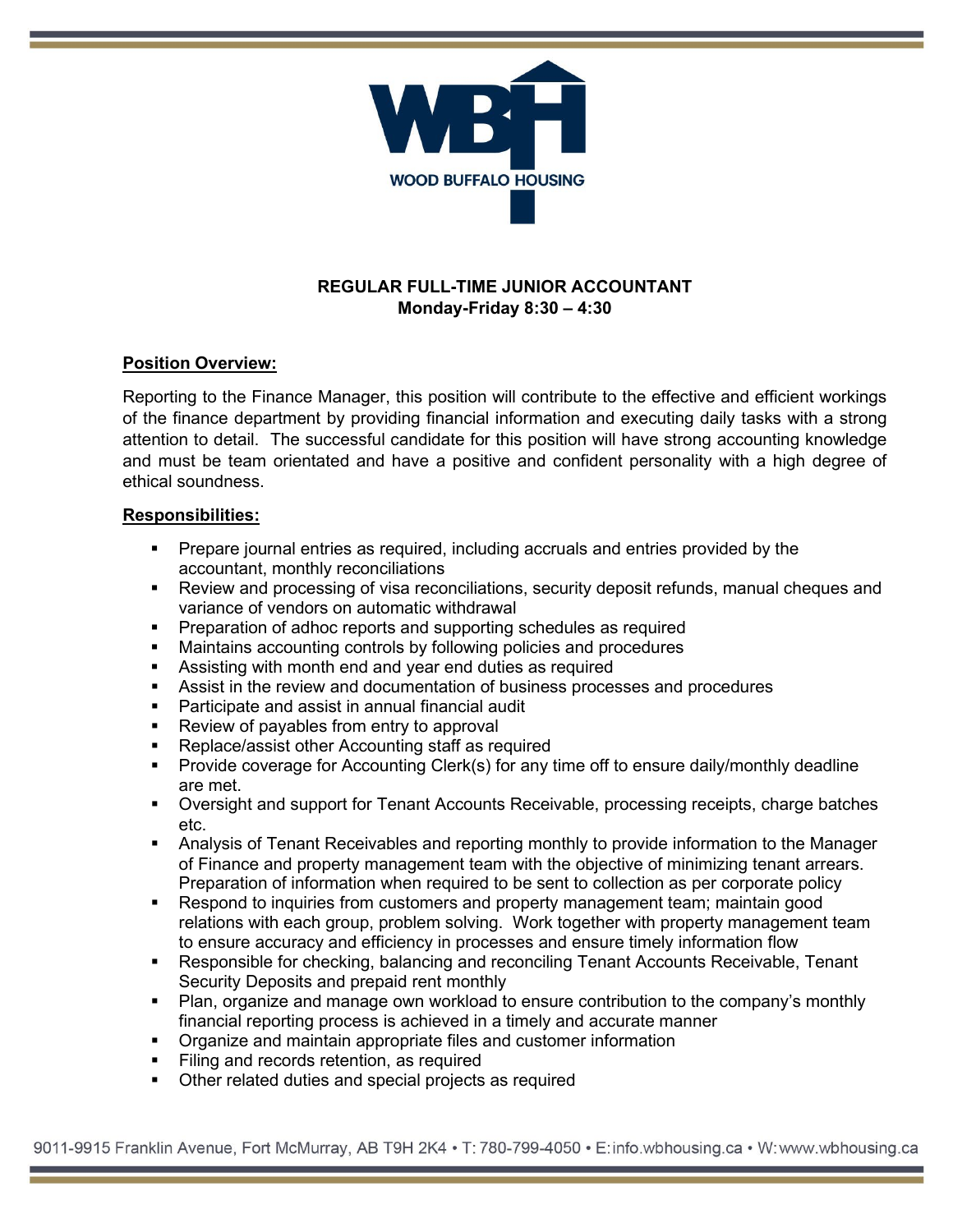WOOD BUFFALO HOUSING

**REGULAR FULL-TIME JUNIOR ACCOUNTANT**
**Monday-Friday 8:30 – 4:30**

## Position Overview:

Reporting to the Finance Manager, this position will contribute to the effective and efficient workings of the finance department by providing financial information and executing daily tasks with a strong attention to detail. The successful candidate for this position will have strong accounting knowledge and must be team orientated and have a positive and confident personality with a high degree of ethical soundness.

## Responsibilities:

- Prepare journal entries as required, including accruals and entries provided by the accountant, monthly reconciliations
- Review and processing of visa reconciliations, security deposit refunds, manual cheques and variance of vendors on automatic withdrawal
- Preparation of adhoc reports and supporting schedules as required
- Maintains accounting controls by following policies and procedures
- Assisting with month end and year end duties as required
- Assist in the review and documentation of business processes and procedures
- Participate and assist in annual financial audit
- Review of payables from entry to approval
- Replace/assist other Accounting staff as required
- Provide coverage for Accounting Clerk(s) for any time off to ensure daily/monthly deadline are met.
- Oversight and support for Tenant Accounts Receivable, processing receipts, charge batches etc.
- Analysis of Tenant Receivables and reporting monthly to provide information to the Manager of Finance and property management team with the objective of minimizing tenant arrears. Preparation of information when required to be sent to collection as per corporate policy
- Respond to inquiries from customers and property management team; maintain good relations with each group, problem solving. Work together with property management team to ensure accuracy and efficiency in processes and ensure timely information flow
- Responsible for checking, balancing and reconciling Tenant Accounts Receivable, Tenant Security Deposits and prepaid rent monthly
- Plan, organize and manage own workload to ensure contribution to the company's monthly financial reporting process is achieved in a timely and accurate manner
- Organize and maintain appropriate files and customer information
- Filing and records retention, as required
- Other related duties and special projects as required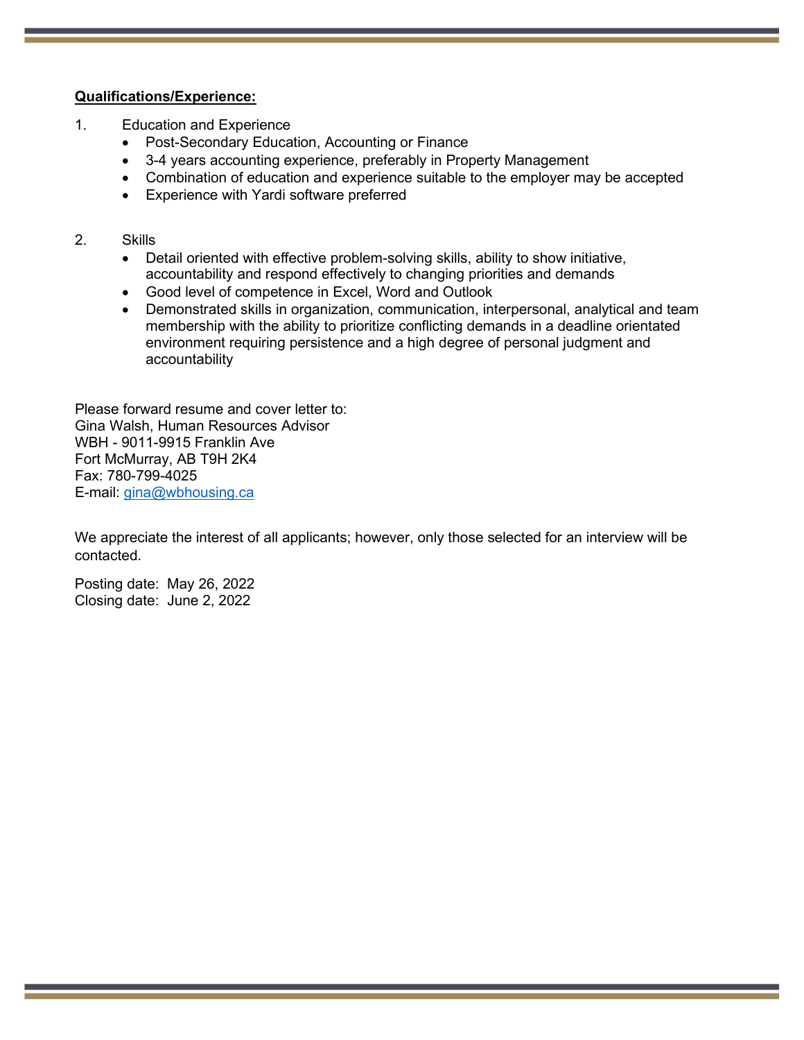**Qualifications/Experience:**

1. Education and Experience
   - Post-Secondary Education, Accounting or Finance
   - 3-4 years accounting experience, preferably in Property Management
   - Combination of education and experience suitable to the employer may be accepted
   - Experience with Yardi software preferred

2. Skills
   - Detail oriented with effective problem-solving skills, ability to show initiative, accountability and respond effectively to changing priorities and demands
   - Good level of competence in Excel, Word and Outlook
   - Demonstrated skills in organization, communication, interpersonal, analytical and team membership with the ability to prioritize conflicting demands in a deadline orientated environment requiring persistence and a high degree of personal judgment and accountability

Please forward resume and cover letter to:
Gina Walsh, Human Resources Advisor
WBH - 9011-9915 Franklin Ave
Fort McMurray, AB T9H 2K4
Fax: 780-799-4025
E-mail: gina@wbhousing.ca

We appreciate the interest of all applicants; however, only those selected for an interview will be contacted.

Posting date: May 26, 2022
Closing date: June 2, 2022